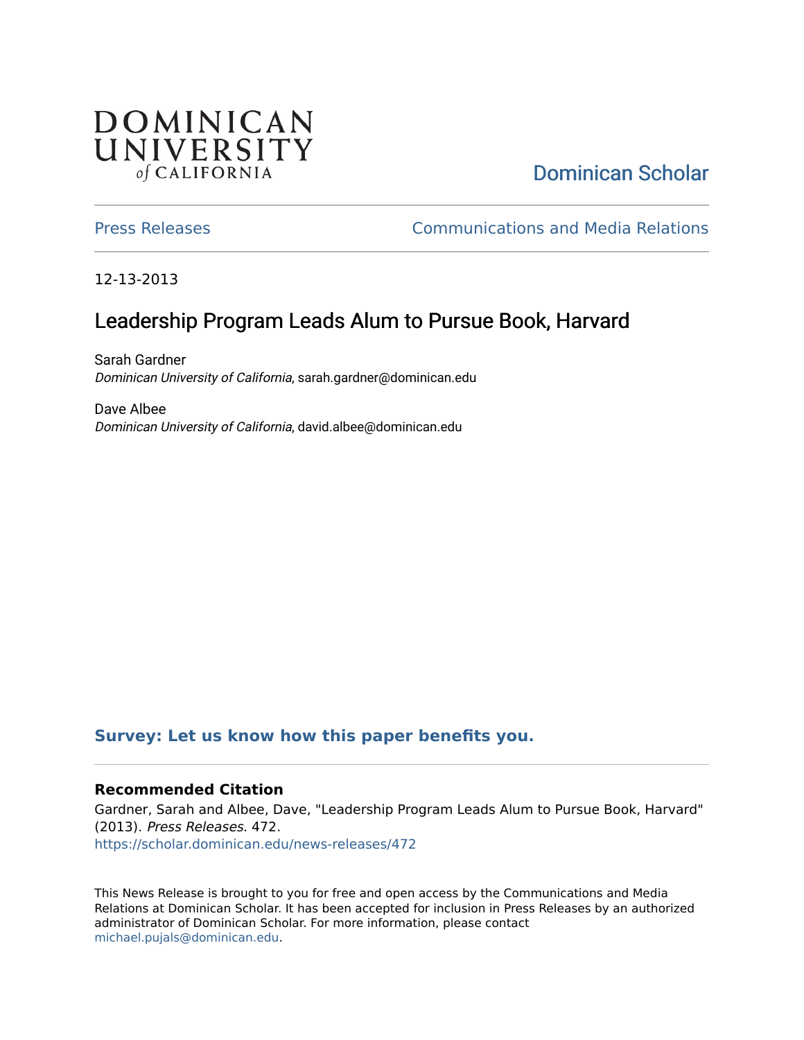DOMINICAN UNIVERSITY *of* CALIFORNIA

Dominican Scholar

Press Releases | Communications and Media Relations

12-13-2013

# Leadership Program Leads Alum to Pursue Book, Harvard

Sarah Gardner
*Dominican University of California*, sarah.gardner@dominican.edu

Dave Albee
*Dominican University of California*, david.albee@dominican.edu

**Survey: Let us know how this paper benefits you.**

### Recommended Citation

Gardner, Sarah and Albee, Dave, "Leadership Program Leads Alum to Pursue Book, Harvard" (2013). *Press Releases*. 472.
https://scholar.dominican.edu/news-releases/472

This News Release is brought to you for free and open access by the Communications and Media Relations at Dominican Scholar. It has been accepted for inclusion in Press Releases by an authorized administrator of Dominican Scholar. For more information, please contact michael.pujals@dominican.edu.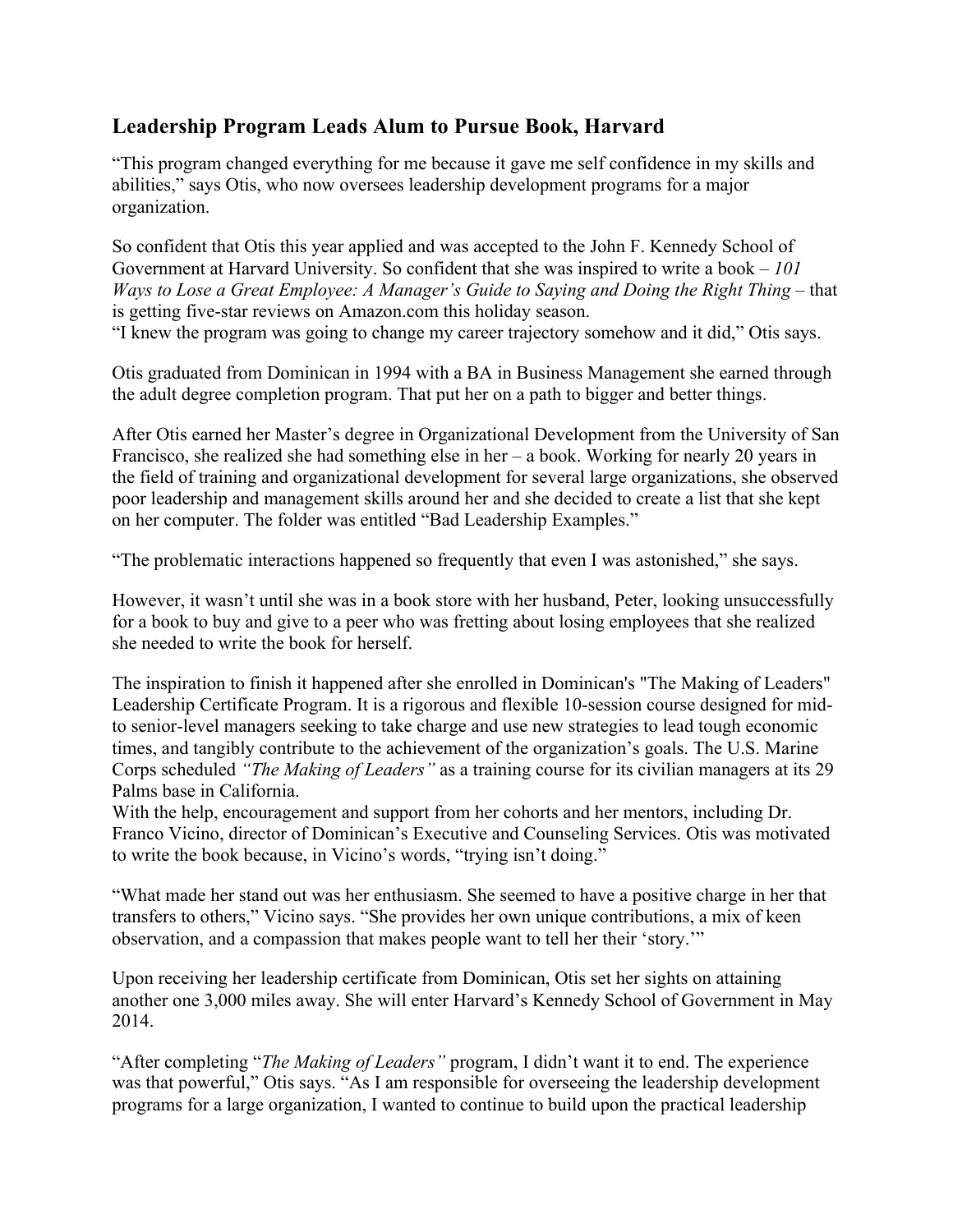## Leadership Program Leads Alum to Pursue Book, Harvard

"This program changed everything for me because it gave me self confidence in my skills and abilities," says Otis, who now oversees leadership development programs for a major organization.

So confident that Otis this year applied and was accepted to the John F. Kennedy School of Government at Harvard University. So confident that she was inspired to write a book – *101 Ways to Lose a Great Employee: A Manager's Guide to Saying and Doing the Right Thing* – that is getting five-star reviews on Amazon.com this holiday season.
"I knew the program was going to change my career trajectory somehow and it did," Otis says.

Otis graduated from Dominican in 1994 with a BA in Business Management she earned through the adult degree completion program. That put her on a path to bigger and better things.

After Otis earned her Master's degree in Organizational Development from the University of San Francisco, she realized she had something else in her – a book. Working for nearly 20 years in the field of training and organizational development for several large organizations, she observed poor leadership and management skills around her and she decided to create a list that she kept on her computer. The folder was entitled "Bad Leadership Examples."

"The problematic interactions happened so frequently that even I was astonished," she says.

However, it wasn't until she was in a book store with her husband, Peter, looking unsuccessfully for a book to buy and give to a peer who was fretting about losing employees that she realized she needed to write the book for herself.

The inspiration to finish it happened after she enrolled in Dominican's "The Making of Leaders" Leadership Certificate Program. It is a rigorous and flexible 10-session course designed for mid- to senior-level managers seeking to take charge and use new strategies to lead tough economic times, and tangibly contribute to the achievement of the organization's goals. The U.S. Marine Corps scheduled *"The Making of Leaders"* as a training course for its civilian managers at its 29 Palms base in California.
With the help, encouragement and support from her cohorts and her mentors, including Dr. Franco Vicino, director of Dominican's Executive and Counseling Services. Otis was motivated to write the book because, in Vicino's words, "trying isn't doing."

"What made her stand out was her enthusiasm. She seemed to have a positive charge in her that transfers to others," Vicino says. "She provides her own unique contributions, a mix of keen observation, and a compassion that makes people want to tell her their 'story.'"

Upon receiving her leadership certificate from Dominican, Otis set her sights on attaining another one 3,000 miles away. She will enter Harvard's Kennedy School of Government in May 2014.

"After completing "*The Making of Leaders"* program, I didn't want it to end. The experience was that powerful," Otis says. "As I am responsible for overseeing the leadership development programs for a large organization, I wanted to continue to build upon the practical leadership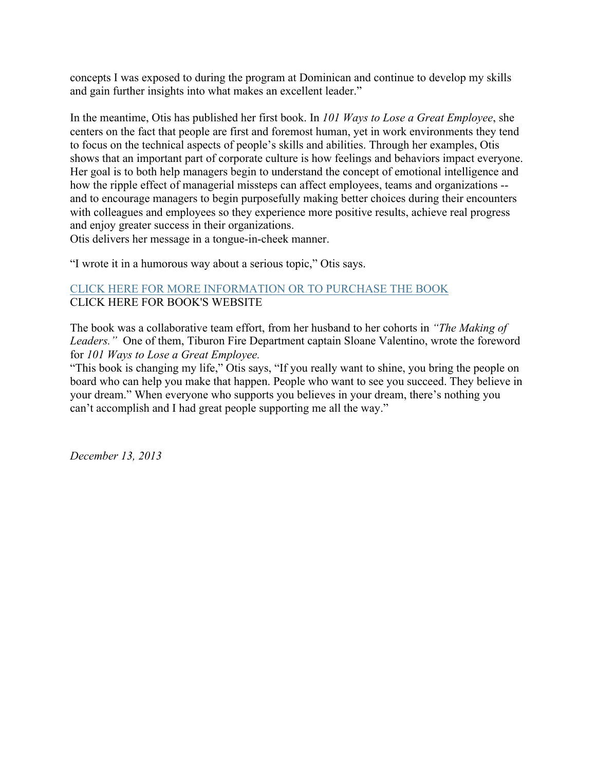concepts I was exposed to during the program at Dominican and continue to develop my skills and gain further insights into what makes an excellent leader."

In the meantime, Otis has published her first book. In *101 Ways to Lose a Great Employee*, she centers on the fact that people are first and foremost human, yet in work environments they tend to focus on the technical aspects of people's skills and abilities. Through her examples, Otis shows that an important part of corporate culture is how feelings and behaviors impact everyone. Her goal is to both help managers begin to understand the concept of emotional intelligence and how the ripple effect of managerial missteps can affect employees, teams and organizations -- and to encourage managers to begin purposefully making better choices during their encounters with colleagues and employees so they experience more positive results, achieve real progress and enjoy greater success in their organizations.
Otis delivers her message in a tongue-in-cheek manner.

"I wrote it in a humorous way about a serious topic," Otis says.

CLICK HERE FOR MORE INFORMATION OR TO PURCHASE THE BOOK
CLICK HERE FOR BOOK'S WEBSITE

The book was a collaborative team effort, from her husband to her cohorts in *"The Making of Leaders."* One of them, Tiburon Fire Department captain Sloane Valentino, wrote the foreword for *101 Ways to Lose a Great Employee.*
"This book is changing my life," Otis says, "If you really want to shine, you bring the people on board who can help you make that happen. People who want to see you succeed. They believe in your dream." When everyone who supports you believes in your dream, there's nothing you can't accomplish and I had great people supporting me all the way."

*December 13, 2013*